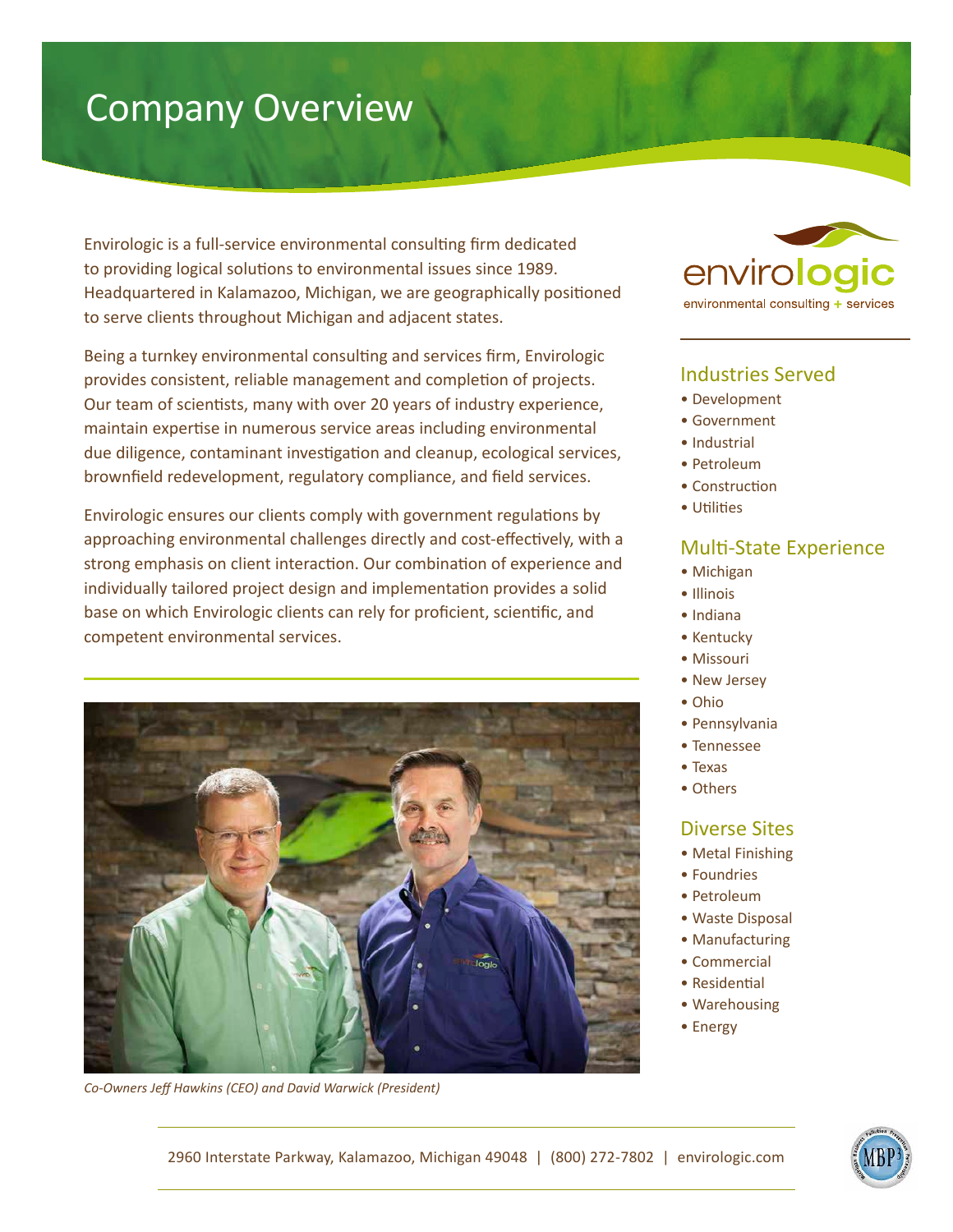# Company Overview

Envirologic is a full-service environmental consulting firm dedicated to providing logical solutions to environmental issues since 1989. Headquartered in Kalamazoo, Michigan, we are geographically positioned to serve clients throughout Michigan and adjacent states.

Being a turnkey environmental consulting and services firm, Envirologic provides consistent, reliable management and completion of projects. Our team of scientists, many with over 20 years of industry experience, maintain expertise in numerous service areas including environmental due diligence, contaminant investigation and cleanup, ecological services, brownfield redevelopment, regulatory compliance, and field services.

Envirologic ensures our clients comply with government regulations by approaching environmental challenges directly and cost-effectively, with a strong emphasis on client interaction. Our combination of experience and individually tailored project design and implementation provides a solid base on which Envirologic clients can rely for proficient, scientific, and competent environmental services.

*Co-Owners Jeff Hawkins (CEO) and David Warwick (President)*

envirologic
environmental consulting + services

## Industries Served

- Development
- Government
- Industrial
- Petroleum
- Construction
- Utilities

## Multi-State Experience

- Michigan
- Illinois
- Indiana
- Kentucky
- Missouri
- New Jersey
- Ohio
- Pennsylvania
- Tennessee
- Texas
- Others

## Diverse Sites

- Metal Finishing
- Foundries
- Petroleum
- Waste Disposal
- Manufacturing
- Commercial
- Residential
- Warehousing
- Energy

2960 Interstate Parkway, Kalamazoo, Michigan 49048 | (800) 272-7802 | envirologic.com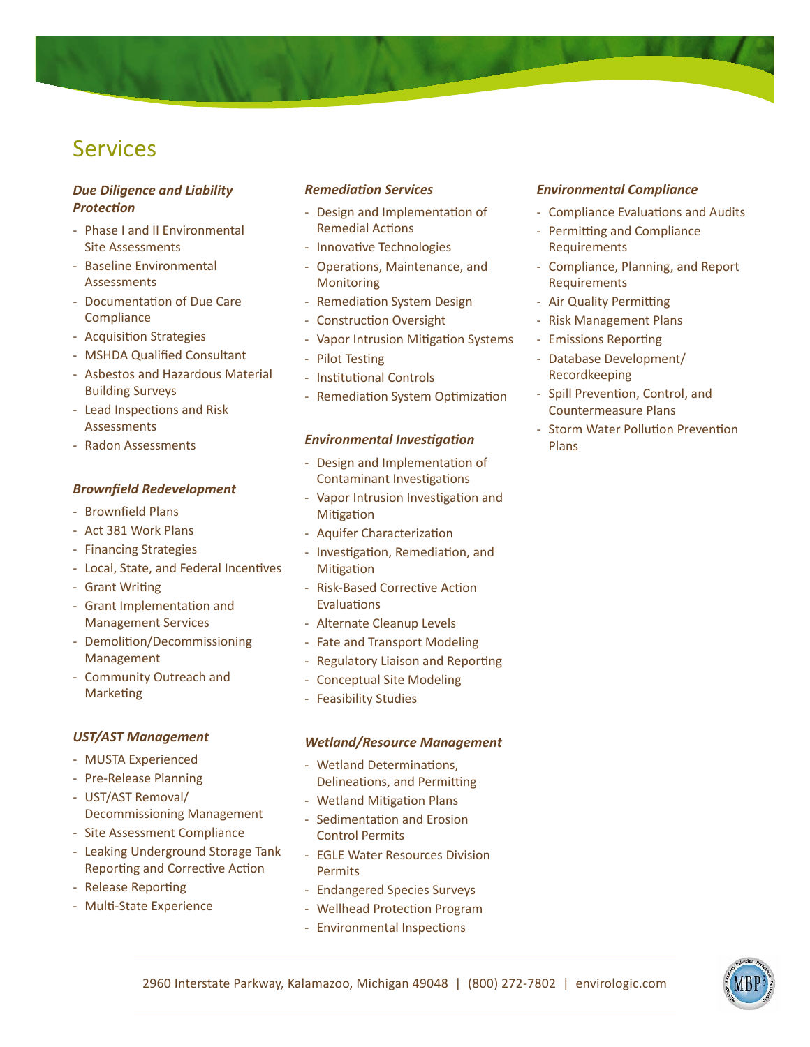# Services

### *Due Diligence and Liability Protection*

- Phase I and II Environmental Site Assessments
- Baseline Environmental Assessments
- Documentation of Due Care Compliance
- Acquisition Strategies
- MSHDA Qualified Consultant
- Asbestos and Hazardous Material Building Surveys
- Lead Inspections and Risk Assessments
- Radon Assessments

### *Brownfield Redevelopment*

- Brownfield Plans
- Act 381 Work Plans
- Financing Strategies
- Local, State, and Federal Incentives
- Grant Writing
- Grant Implementation and Management Services
- Demolition/Decommissioning Management
- Community Outreach and Marketing

### *UST/AST Management*

- MUSTA Experienced
- Pre-Release Planning
- UST/AST Removal/ Decommissioning Management
- Site Assessment Compliance
- Leaking Underground Storage Tank Reporting and Corrective Action
- Release Reporting
- Multi-State Experience

### *Remediation Services*

- Design and Implementation of Remedial Actions
- Innovative Technologies
- Operations, Maintenance, and Monitoring
- Remediation System Design
- Construction Oversight
- Vapor Intrusion Mitigation Systems
- Pilot Testing
- Institutional Controls
- Remediation System Optimization

### *Environmental Investigation*

- Design and Implementation of Contaminant Investigations
- Vapor Intrusion Investigation and Mitigation
- Aquifer Characterization
- Investigation, Remediation, and Mitigation
- Risk-Based Corrective Action Evaluations
- Alternate Cleanup Levels
- Fate and Transport Modeling
- Regulatory Liaison and Reporting
- Conceptual Site Modeling
- Feasibility Studies

### *Wetland/Resource Management*

- Wetland Determinations, Delineations, and Permitting
- Wetland Mitigation Plans
- Sedimentation and Erosion Control Permits
- EGLE Water Resources Division Permits
- Endangered Species Surveys
- Wellhead Protection Program
- Environmental Inspections

### *Environmental Compliance*

- Compliance Evaluations and Audits
- Permitting and Compliance Requirements
- Compliance, Planning, and Report Requirements
- Air Quality Permitting
- Risk Management Plans
- Emissions Reporting
- Database Development/ Recordkeeping
- Spill Prevention, Control, and Countermeasure Plans
- Storm Water Pollution Prevention Plans

2960 Interstate Parkway, Kalamazoo, Michigan 49048 | (800) 272-7802 | envirologic.com